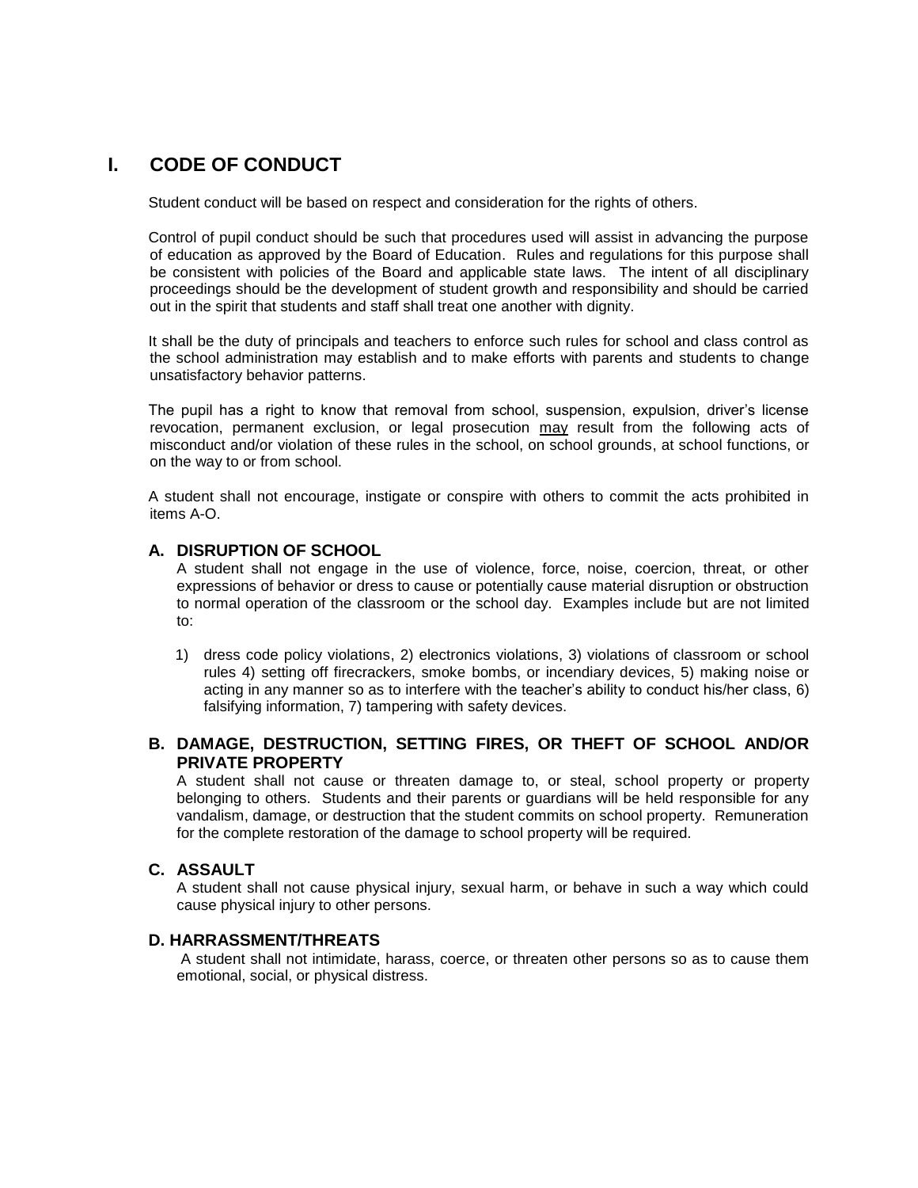# I. CODE OF CONDUCT

Student conduct will be based on respect and consideration for the rights of others.

Control of pupil conduct should be such that procedures used will assist in advancing the purpose of education as approved by the Board of Education. Rules and regulations for this purpose shall be consistent with policies of the Board and applicable state laws. The intent of all disciplinary proceedings should be the development of student growth and responsibility and should be carried out in the spirit that students and staff shall treat one another with dignity.

It shall be the duty of principals and teachers to enforce such rules for school and class control as the school administration may establish and to make efforts with parents and students to change unsatisfactory behavior patterns.

The pupil has a right to know that removal from school, suspension, expulsion, driver's license revocation, permanent exclusion, or legal prosecution <u>may</u> result from the following acts of misconduct and/or violation of these rules in the school, on school grounds, at school functions, or on the way to or from school.

A student shall not encourage, instigate or conspire with others to commit the acts prohibited in items A-O.

### A. DISRUPTION OF SCHOOL

A student shall not engage in the use of violence, force, noise, coercion, threat, or other expressions of behavior or dress to cause or potentially cause material disruption or obstruction to normal operation of the classroom or the school day. Examples include but are not limited to:

1) dress code policy violations, 2) electronics violations, 3) violations of classroom or school rules 4) setting off firecrackers, smoke bombs, or incendiary devices, 5) making noise or acting in any manner so as to interfere with the teacher's ability to conduct his/her class, 6) falsifying information, 7) tampering with safety devices.

### B. DAMAGE, DESTRUCTION, SETTING FIRES, OR THEFT OF SCHOOL AND/OR PRIVATE PROPERTY

A student shall not cause or threaten damage to, or steal, school property or property belonging to others. Students and their parents or guardians will be held responsible for any vandalism, damage, or destruction that the student commits on school property. Remuneration for the complete restoration of the damage to school property will be required.

### C. ASSAULT

A student shall not cause physical injury, sexual harm, or behave in such a way which could cause physical injury to other persons.

### D. HARRASSMENT/THREATS

A student shall not intimidate, harass, coerce, or threaten other persons so as to cause them emotional, social, or physical distress.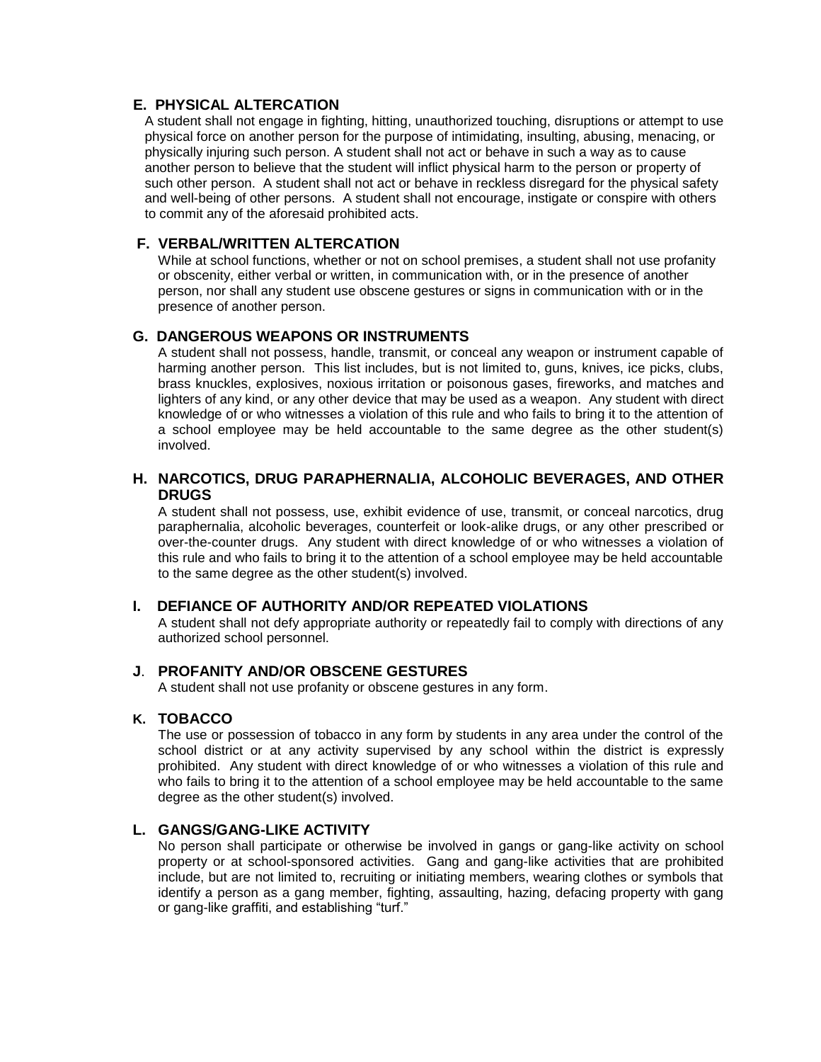### E. PHYSICAL ALTERCATION

A student shall not engage in fighting, hitting, unauthorized touching, disruptions or attempt to use physical force on another person for the purpose of intimidating, insulting, abusing, menacing, or physically injuring such person. A student shall not act or behave in such a way as to cause another person to believe that the student will inflict physical harm to the person or property of such other person. A student shall not act or behave in reckless disregard for the physical safety and well-being of other persons. A student shall not encourage, instigate or conspire with others to commit any of the aforesaid prohibited acts.

### F. VERBAL/WRITTEN ALTERCATION

While at school functions, whether or not on school premises, a student shall not use profanity or obscenity, either verbal or written, in communication with, or in the presence of another person, nor shall any student use obscene gestures or signs in communication with or in the presence of another person.

### G. DANGEROUS WEAPONS OR INSTRUMENTS

A student shall not possess, handle, transmit, or conceal any weapon or instrument capable of harming another person. This list includes, but is not limited to, guns, knives, ice picks, clubs, brass knuckles, explosives, noxious irritation or poisonous gases, fireworks, and matches and lighters of any kind, or any other device that may be used as a weapon. Any student with direct knowledge of or who witnesses a violation of this rule and who fails to bring it to the attention of a school employee may be held accountable to the same degree as the other student(s) involved.

### H. NARCOTICS, DRUG PARAPHERNALIA, ALCOHOLIC BEVERAGES, AND OTHER DRUGS

A student shall not possess, use, exhibit evidence of use, transmit, or conceal narcotics, drug paraphernalia, alcoholic beverages, counterfeit or look-alike drugs, or any other prescribed or over-the-counter drugs. Any student with direct knowledge of or who witnesses a violation of this rule and who fails to bring it to the attention of a school employee may be held accountable to the same degree as the other student(s) involved.

### I. DEFIANCE OF AUTHORITY AND/OR REPEATED VIOLATIONS

A student shall not defy appropriate authority or repeatedly fail to comply with directions of any authorized school personnel.

### J. PROFANITY AND/OR OBSCENE GESTURES

A student shall not use profanity or obscene gestures in any form.

### K. TOBACCO

The use or possession of tobacco in any form by students in any area under the control of the school district or at any activity supervised by any school within the district is expressly prohibited. Any student with direct knowledge of or who witnesses a violation of this rule and who fails to bring it to the attention of a school employee may be held accountable to the same degree as the other student(s) involved.

### L. GANGS/GANG-LIKE ACTIVITY

No person shall participate or otherwise be involved in gangs or gang-like activity on school property or at school-sponsored activities. Gang and gang-like activities that are prohibited include, but are not limited to, recruiting or initiating members, wearing clothes or symbols that identify a person as a gang member, fighting, assaulting, hazing, defacing property with gang or gang-like graffiti, and establishing "turf."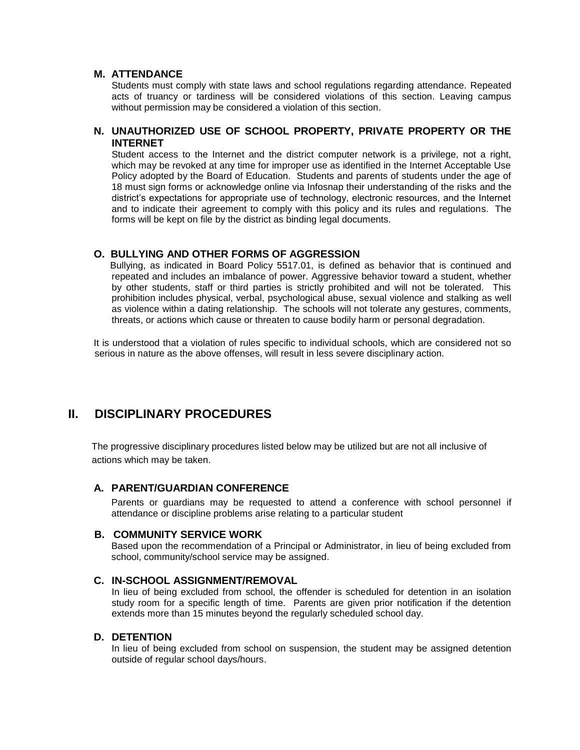### M. ATTENDANCE

Students must comply with state laws and school regulations regarding attendance. Repeated acts of truancy or tardiness will be considered violations of this section. Leaving campus without permission may be considered a violation of this section.

### N. UNAUTHORIZED USE OF SCHOOL PROPERTY, PRIVATE PROPERTY OR THE INTERNET

Student access to the Internet and the district computer network is a privilege, not a right, which may be revoked at any time for improper use as identified in the Internet Acceptable Use Policy adopted by the Board of Education. Students and parents of students under the age of 18 must sign forms or acknowledge online via Infosnap their understanding of the risks and the district's expectations for appropriate use of technology, electronic resources, and the Internet and to indicate their agreement to comply with this policy and its rules and regulations. The forms will be kept on file by the district as binding legal documents.

### O. BULLYING AND OTHER FORMS OF AGGRESSION

Bullying, as indicated in Board Policy 5517.01, is defined as behavior that is continued and repeated and includes an imbalance of power. Aggressive behavior toward a student, whether by other students, staff or third parties is strictly prohibited and will not be tolerated. This prohibition includes physical, verbal, psychological abuse, sexual violence and stalking as well as violence within a dating relationship. The schools will not tolerate any gestures, comments, threats, or actions which cause or threaten to cause bodily harm or personal degradation.

It is understood that a violation of rules specific to individual schools, which are considered not so serious in nature as the above offenses, will result in less severe disciplinary action.

## II. DISCIPLINARY PROCEDURES

The progressive disciplinary procedures listed below may be utilized but are not all inclusive of actions which may be taken.

### A. PARENT/GUARDIAN CONFERENCE

Parents or guardians may be requested to attend a conference with school personnel if attendance or discipline problems arise relating to a particular student

### B. COMMUNITY SERVICE WORK

Based upon the recommendation of a Principal or Administrator, in lieu of being excluded from school, community/school service may be assigned.

### C. IN-SCHOOL ASSIGNMENT/REMOVAL

In lieu of being excluded from school, the offender is scheduled for detention in an isolation study room for a specific length of time. Parents are given prior notification if the detention extends more than 15 minutes beyond the regularly scheduled school day.

### D. DETENTION

In lieu of being excluded from school on suspension, the student may be assigned detention outside of regular school days/hours.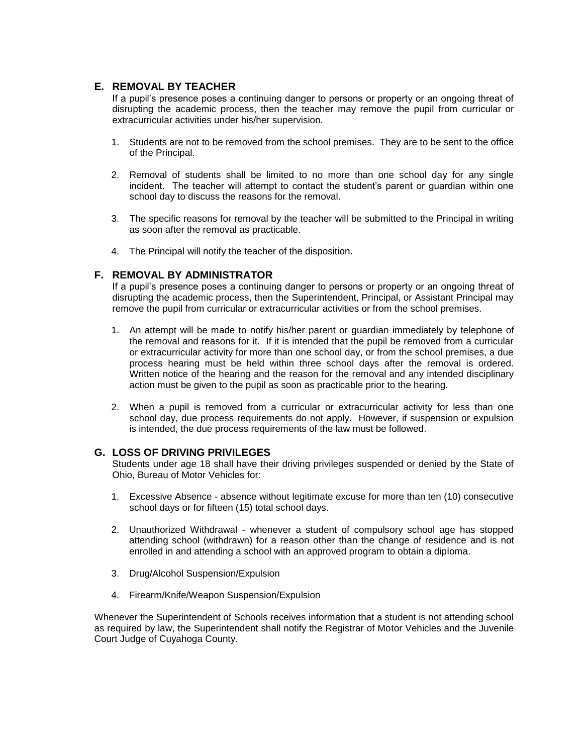## E. REMOVAL BY TEACHER

If a pupil's presence poses a continuing danger to persons or property or an ongoing threat of disrupting the academic process, then the teacher may remove the pupil from curricular or extracurricular activities under his/her supervision.

1. Students are not to be removed from the school premises. They are to be sent to the office of the Principal.

2. Removal of students shall be limited to no more than one school day for any single incident. The teacher will attempt to contact the student's parent or guardian within one school day to discuss the reasons for the removal.

3. The specific reasons for removal by the teacher will be submitted to the Principal in writing as soon after the removal as practicable.

4. The Principal will notify the teacher of the disposition.

## F. REMOVAL BY ADMINISTRATOR

If a pupil's presence poses a continuing danger to persons or property or an ongoing threat of disrupting the academic process, then the Superintendent, Principal, or Assistant Principal may remove the pupil from curricular or extracurricular activities or from the school premises.

1. An attempt will be made to notify his/her parent or guardian immediately by telephone of the removal and reasons for it. If it is intended that the pupil be removed from a curricular or extracurricular activity for more than one school day, or from the school premises, a due process hearing must be held within three school days after the removal is ordered. Written notice of the hearing and the reason for the removal and any intended disciplinary action must be given to the pupil as soon as practicable prior to the hearing.

2. When a pupil is removed from a curricular or extracurricular activity for less than one school day, due process requirements do not apply. However, if suspension or expulsion is intended, the due process requirements of the law must be followed.

## G. LOSS OF DRIVING PRIVILEGES

Students under age 18 shall have their driving privileges suspended or denied by the State of Ohio, Bureau of Motor Vehicles for:

1. Excessive Absence - absence without legitimate excuse for more than ten (10) consecutive school days or for fifteen (15) total school days.

2. Unauthorized Withdrawal - whenever a student of compulsory school age has stopped attending school (withdrawn) for a reason other than the change of residence and is not enrolled in and attending a school with an approved program to obtain a diploma.

3. Drug/Alcohol Suspension/Expulsion

4. Firearm/Knife/Weapon Suspension/Expulsion

Whenever the Superintendent of Schools receives information that a student is not attending school as required by law, the Superintendent shall notify the Registrar of Motor Vehicles and the Juvenile Court Judge of Cuyahoga County.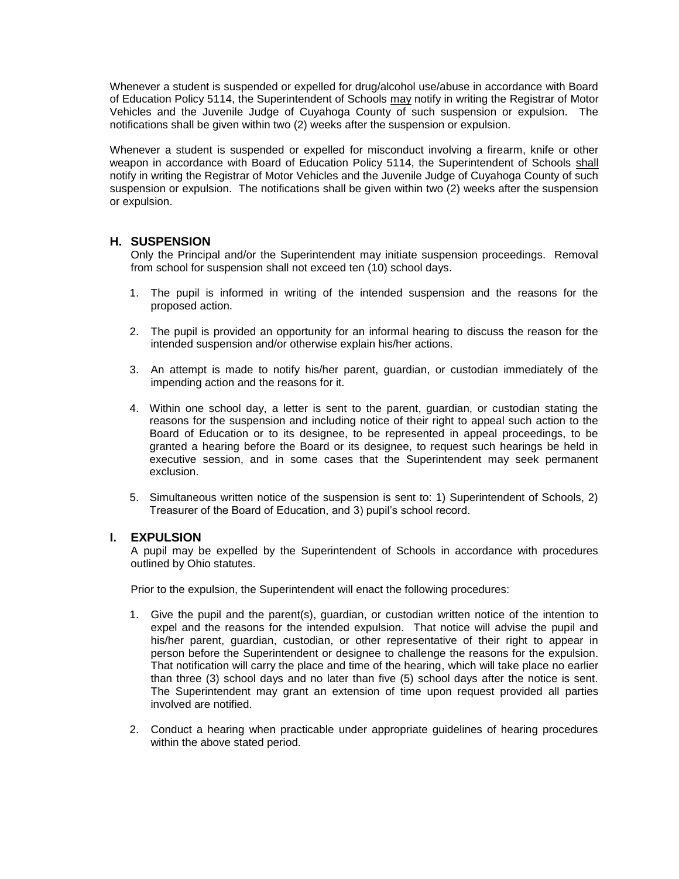Whenever a student is suspended or expelled for drug/alcohol use/abuse in accordance with Board of Education Policy 5114, the Superintendent of Schools <u>may</u> notify in writing the Registrar of Motor Vehicles and the Juvenile Judge of Cuyahoga County of such suspension or expulsion. The notifications shall be given within two (2) weeks after the suspension or expulsion.

Whenever a student is suspended or expelled for misconduct involving a firearm, knife or other weapon in accordance with Board of Education Policy 5114, the Superintendent of Schools <u>shall</u> notify in writing the Registrar of Motor Vehicles and the Juvenile Judge of Cuyahoga County of such suspension or expulsion. The notifications shall be given within two (2) weeks after the suspension or expulsion.

### H. SUSPENSION

Only the Principal and/or the Superintendent may initiate suspension proceedings. Removal from school for suspension shall not exceed ten (10) school days.

1. The pupil is informed in writing of the intended suspension and the reasons for the proposed action.

2. The pupil is provided an opportunity for an informal hearing to discuss the reason for the intended suspension and/or otherwise explain his/her actions.

3. An attempt is made to notify his/her parent, guardian, or custodian immediately of the impending action and the reasons for it.

4. Within one school day, a letter is sent to the parent, guardian, or custodian stating the reasons for the suspension and including notice of their right to appeal such action to the Board of Education or to its designee, to be represented in appeal proceedings, to be granted a hearing before the Board or its designee, to request such hearings be held in executive session, and in some cases that the Superintendent may seek permanent exclusion.

5. Simultaneous written notice of the suspension is sent to: 1) Superintendent of Schools, 2) Treasurer of the Board of Education, and 3) pupil's school record.

### I. EXPULSION

A pupil may be expelled by the Superintendent of Schools in accordance with procedures outlined by Ohio statutes.

Prior to the expulsion, the Superintendent will enact the following procedures:

1. Give the pupil and the parent(s), guardian, or custodian written notice of the intention to expel and the reasons for the intended expulsion. That notice will advise the pupil and his/her parent, guardian, custodian, or other representative of their right to appear in person before the Superintendent or designee to challenge the reasons for the expulsion. That notification will carry the place and time of the hearing, which will take place no earlier than three (3) school days and no later than five (5) school days after the notice is sent. The Superintendent may grant an extension of time upon request provided all parties involved are notified.

2. Conduct a hearing when practicable under appropriate guidelines of hearing procedures within the above stated period.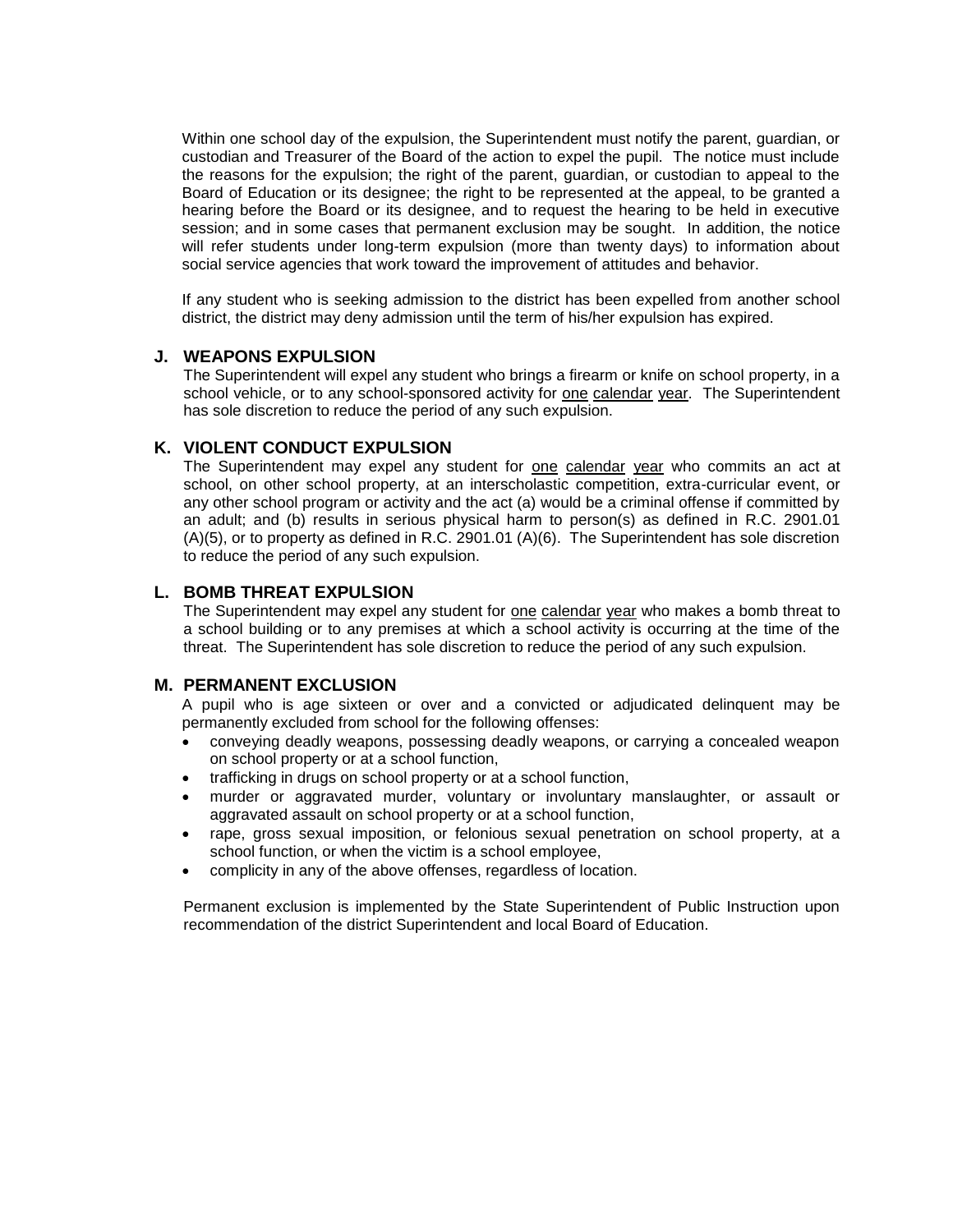Within one school day of the expulsion, the Superintendent must notify the parent, guardian, or custodian and Treasurer of the Board of the action to expel the pupil. The notice must include the reasons for the expulsion; the right of the parent, guardian, or custodian to appeal to the Board of Education or its designee; the right to be represented at the appeal, to be granted a hearing before the Board or its designee, and to request the hearing to be held in executive session; and in some cases that permanent exclusion may be sought. In addition, the notice will refer students under long-term expulsion (more than twenty days) to information about social service agencies that work toward the improvement of attitudes and behavior.

If any student who is seeking admission to the district has been expelled from another school district, the district may deny admission until the term of his/her expulsion has expired.

## J. WEAPONS EXPULSION

The Superintendent will expel any student who brings a firearm or knife on school property, in a school vehicle, or to any school-sponsored activity for <u>one calendar year</u>. The Superintendent has sole discretion to reduce the period of any such expulsion.

## K. VIOLENT CONDUCT EXPULSION

The Superintendent may expel any student for <u>one calendar year</u> who commits an act at school, on other school property, at an interscholastic competition, extra-curricular event, or any other school program or activity and the act (a) would be a criminal offense if committed by an adult; and (b) results in serious physical harm to person(s) as defined in R.C. 2901.01 (A)(5), or to property as defined in R.C. 2901.01 (A)(6). The Superintendent has sole discretion to reduce the period of any such expulsion.

## L. BOMB THREAT EXPULSION

The Superintendent may expel any student for <u>one calendar year</u> who makes a bomb threat to a school building or to any premises at which a school activity is occurring at the time of the threat. The Superintendent has sole discretion to reduce the period of any such expulsion.

## M. PERMANENT EXCLUSION

A pupil who is age sixteen or over and a convicted or adjudicated delinquent may be permanently excluded from school for the following offenses:

- conveying deadly weapons, possessing deadly weapons, or carrying a concealed weapon on school property or at a school function,
- trafficking in drugs on school property or at a school function,
- murder or aggravated murder, voluntary or involuntary manslaughter, or assault or aggravated assault on school property or at a school function,
- rape, gross sexual imposition, or felonious sexual penetration on school property, at a school function, or when the victim is a school employee,
- complicity in any of the above offenses, regardless of location.

Permanent exclusion is implemented by the State Superintendent of Public Instruction upon recommendation of the district Superintendent and local Board of Education.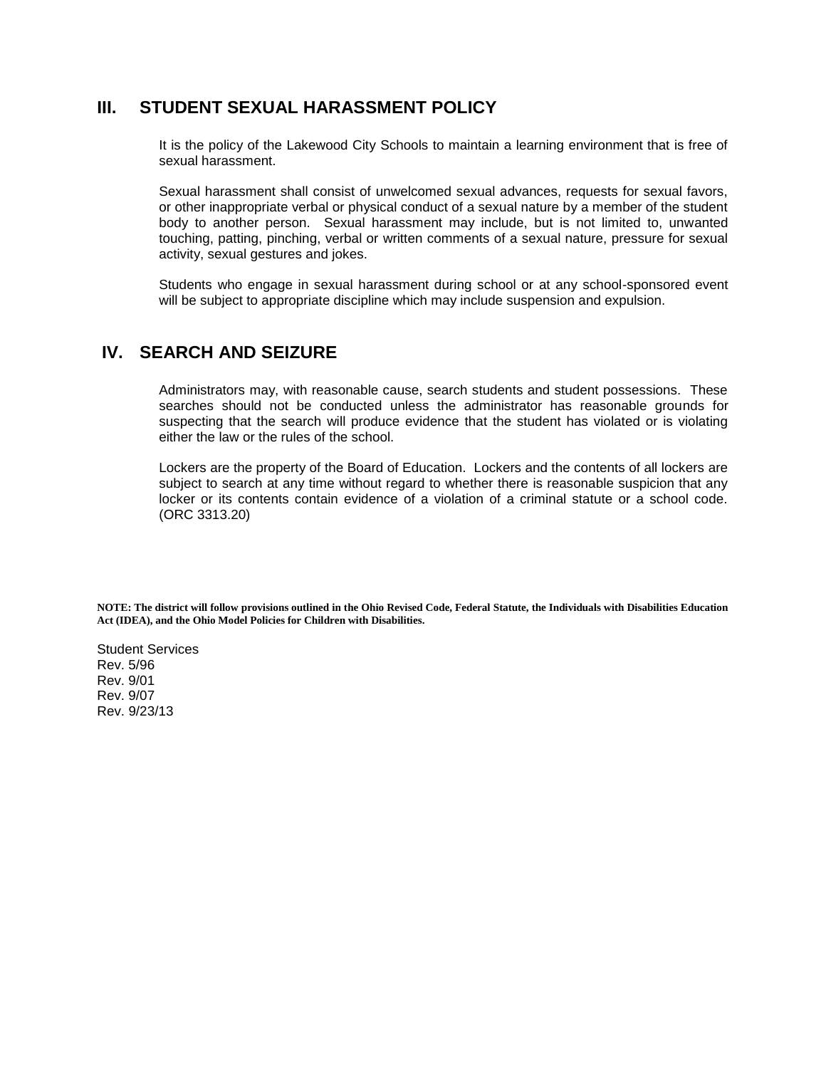## III. STUDENT SEXUAL HARASSMENT POLICY

It is the policy of the Lakewood City Schools to maintain a learning environment that is free of sexual harassment.

Sexual harassment shall consist of unwelcomed sexual advances, requests for sexual favors, or other inappropriate verbal or physical conduct of a sexual nature by a member of the student body to another person. Sexual harassment may include, but is not limited to, unwanted touching, patting, pinching, verbal or written comments of a sexual nature, pressure for sexual activity, sexual gestures and jokes.

Students who engage in sexual harassment during school or at any school-sponsored event will be subject to appropriate discipline which may include suspension and expulsion.

## IV. SEARCH AND SEIZURE

Administrators may, with reasonable cause, search students and student possessions. These searches should not be conducted unless the administrator has reasonable grounds for suspecting that the search will produce evidence that the student has violated or is violating either the law or the rules of the school.

Lockers are the property of the Board of Education. Lockers and the contents of all lockers are subject to search at any time without regard to whether there is reasonable suspicion that any locker or its contents contain evidence of a violation of a criminal statute or a school code. (ORC 3313.20)

**NOTE: The district will follow provisions outlined in the Ohio Revised Code, Federal Statute, the Individuals with Disabilities Education Act (IDEA), and the Ohio Model Policies for Children with Disabilities.**

Student Services
Rev. 5/96
Rev. 9/01
Rev. 9/07
Rev. 9/23/13